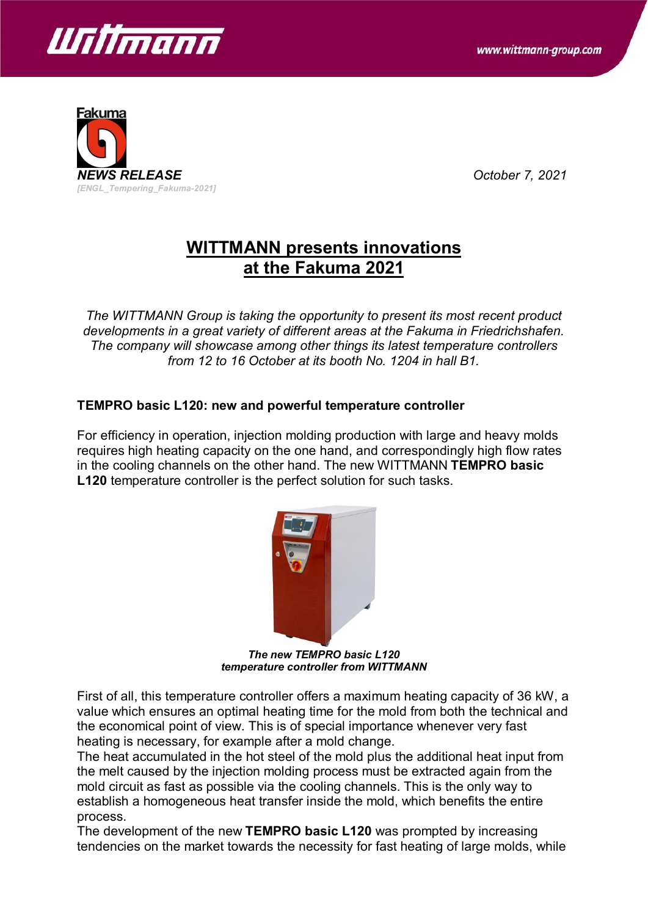NEWS RELEASE

[ENGL_Tempering_Fakuma-2021]

October 7, 2021

# WITTMANN presents innovations at the Fakuma 2021

*The WITTMANN Group is taking the opportunity to present its most recent product developments in a great variety of different areas at the Fakuma in Friedrichshafen. The company will showcase among other things its latest temperature controllers from 12 to 16 October at its booth No. 1204 in hall B1.*

## TEMPRO basic L120: new and powerful temperature controller

For efficiency in operation, injection molding production with large and heavy molds requires high heating capacity on the one hand, and correspondingly high flow rates in the cooling channels on the other hand. The new WITTMANN **TEMPRO basic L120** temperature controller is the perfect solution for such tasks.

***The new TEMPRO basic L120 temperature controller from WITTMANN***

First of all, this temperature controller offers a maximum heating capacity of 36 kW, a value which ensures an optimal heating time for the mold from both the technical and the economical point of view. This is of special importance whenever very fast heating is necessary, for example after a mold change.

The heat accumulated in the hot steel of the mold plus the additional heat input from the melt caused by the injection molding process must be extracted again from the mold circuit as fast as possible via the cooling channels. This is the only way to establish a homogeneous heat transfer inside the mold, which benefits the entire process.

The development of the new **TEMPRO basic L120** was prompted by increasing tendencies on the market towards the necessity for fast heating of large molds, while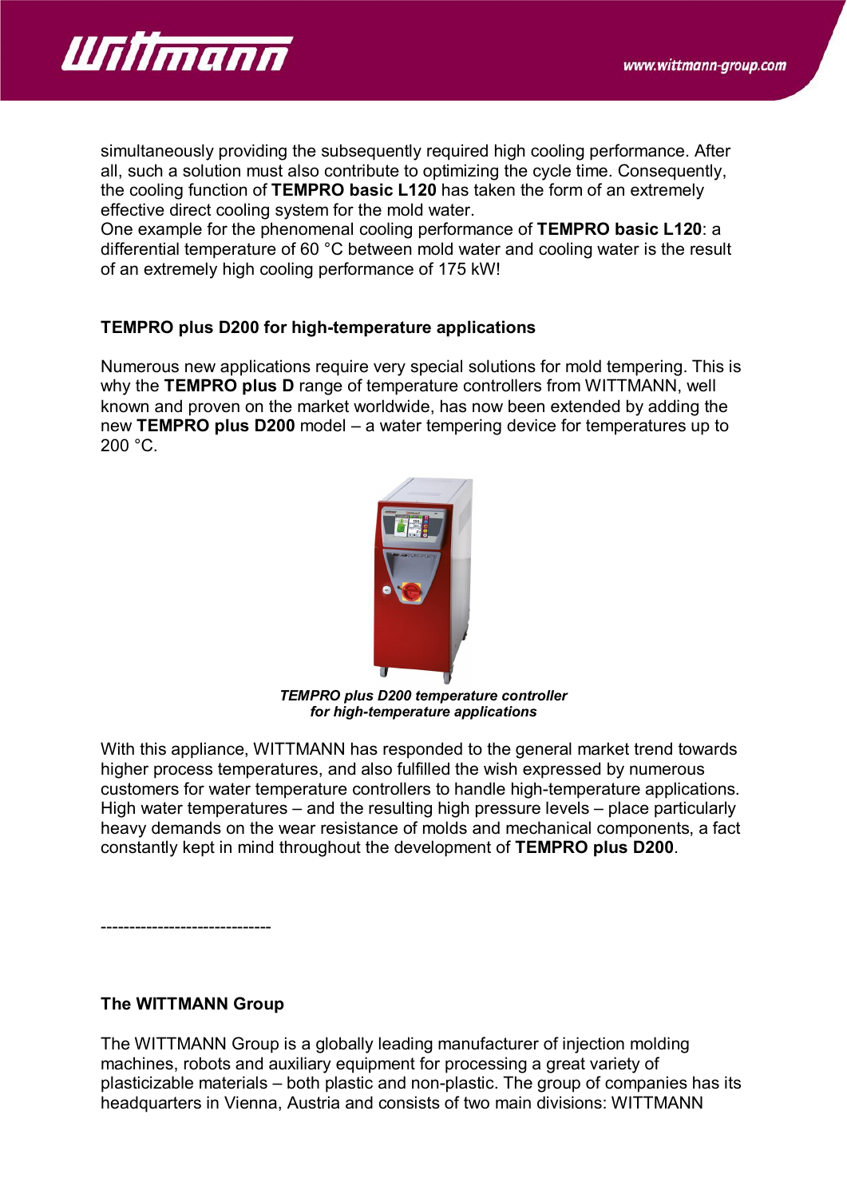simultaneously providing the subsequently required high cooling performance. After all, such a solution must also contribute to optimizing the cycle time. Consequently, the cooling function of **TEMPRO basic L120** has taken the form of an extremely effective direct cooling system for the mold water.
One example for the phenomenal cooling performance of **TEMPRO basic L120**: a differential temperature of 60 °C between mold water and cooling water is the result of an extremely high cooling performance of 175 kW!

**TEMPRO plus D200 for high-temperature applications**

Numerous new applications require very special solutions for mold tempering. This is why the **TEMPRO plus D** range of temperature controllers from WITTMANN, well known and proven on the market worldwide, has now been extended by adding the new **TEMPRO plus D200** model – a water tempering device for temperatures up to 200 °C.

***TEMPRO plus D200 temperature controller for high-temperature applications***

With this appliance, WITTMANN has responded to the general market trend towards higher process temperatures, and also fulfilled the wish expressed by numerous customers for water temperature controllers to handle high-temperature applications. High water temperatures – and the resulting high pressure levels – place particularly heavy demands on the wear resistance of molds and mechanical components, a fact constantly kept in mind throughout the development of **TEMPRO plus D200**.

------------------------------

**The WITTMANN Group**

The WITTMANN Group is a globally leading manufacturer of injection molding machines, robots and auxiliary equipment for processing a great variety of plasticizable materials – both plastic and non-plastic. The group of companies has its headquarters in Vienna, Austria and consists of two main divisions: WITTMANN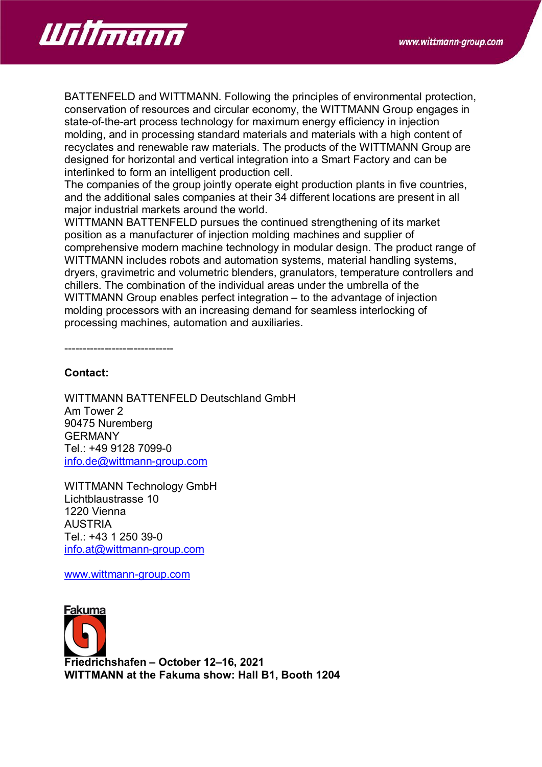BATTENFELD and WITTMANN. Following the principles of environmental protection, conservation of resources and circular economy, the WITTMANN Group engages in state-of-the-art process technology for maximum energy efficiency in injection molding, and in processing standard materials and materials with a high content of recyclates and renewable raw materials. The products of the WITTMANN Group are designed for horizontal and vertical integration into a Smart Factory and can be interlinked to form an intelligent production cell.
The companies of the group jointly operate eight production plants in five countries, and the additional sales companies at their 34 different locations are present in all major industrial markets around the world.
WITTMANN BATTENFELD pursues the continued strengthening of its market position as a manufacturer of injection molding machines and supplier of comprehensive modern machine technology in modular design. The product range of WITTMANN includes robots and automation systems, material handling systems, dryers, gravimetric and volumetric blenders, granulators, temperature controllers and chillers. The combination of the individual areas under the umbrella of the WITTMANN Group enables perfect integration – to the advantage of injection molding processors with an increasing demand for seamless interlocking of processing machines, automation and auxiliaries.

------------------------------

**Contact:**

WITTMANN BATTENFELD Deutschland GmbH
Am Tower 2
90475 Nuremberg
GERMANY
Tel.: +49 9128 7099-0
info.de@wittmann-group.com

WITTMANN Technology GmbH
Lichtblaustrasse 10
1220 Vienna
AUSTRIA
Tel.: +43 1 250 39-0
info.at@wittmann-group.com

www.wittmann-group.com

Fakuma

**Friedrichshafen – October 12–16, 2021**
**WITTMANN at the Fakuma show: Hall B1, Booth 1204**